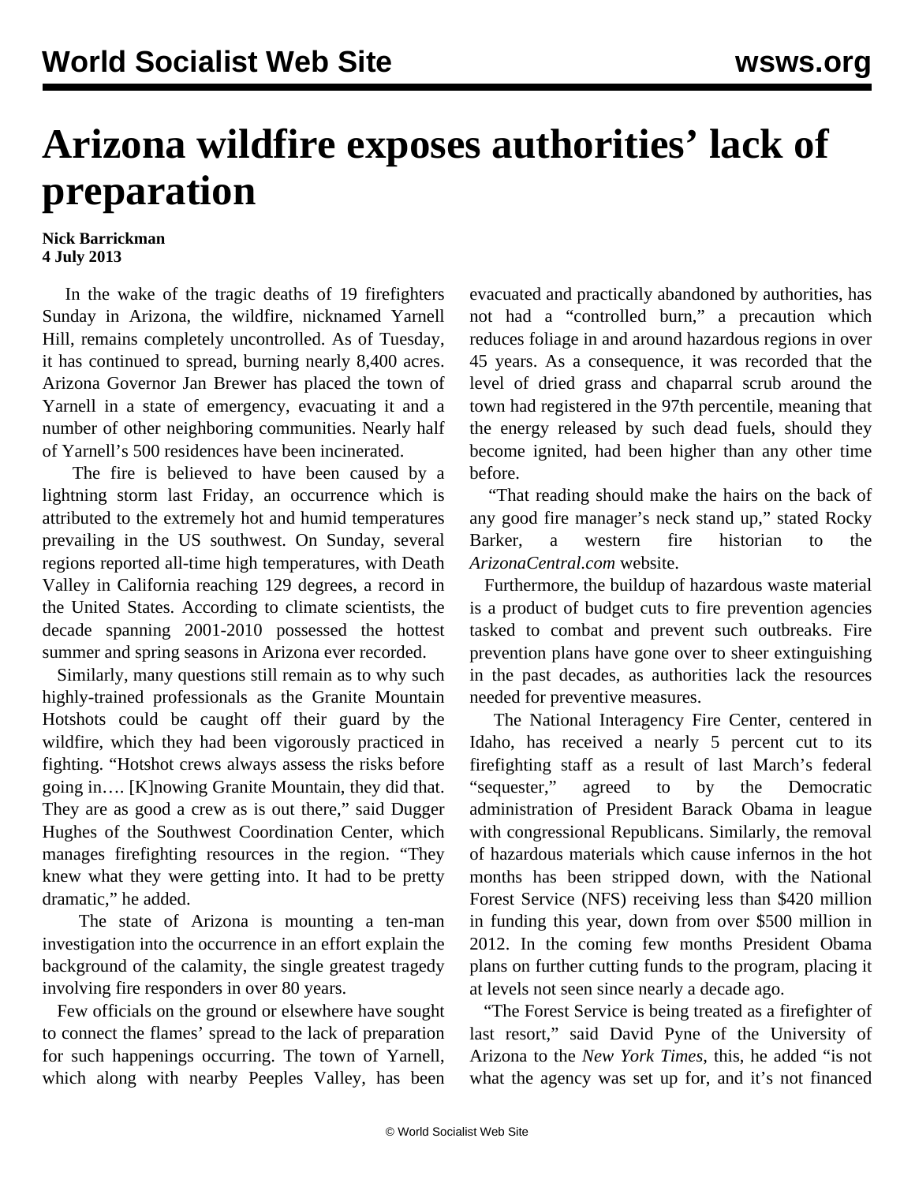# Arizona wildfire exposes authorities' lack of preparation

**Nick Barrickman**
**4 July 2013**

In the wake of the tragic deaths of 19 firefighters Sunday in Arizona, the wildfire, nicknamed Yarnell Hill, remains completely uncontrolled. As of Tuesday, it has continued to spread, burning nearly 8,400 acres. Arizona Governor Jan Brewer has placed the town of Yarnell in a state of emergency, evacuating it and a number of other neighboring communities. Nearly half of Yarnell's 500 residences have been incinerated.

The fire is believed to have been caused by a lightning storm last Friday, an occurrence which is attributed to the extremely hot and humid temperatures prevailing in the US southwest. On Sunday, several regions reported all-time high temperatures, with Death Valley in California reaching 129 degrees, a record in the United States. According to climate scientists, the decade spanning 2001-2010 possessed the hottest summer and spring seasons in Arizona ever recorded.

Similarly, many questions still remain as to why such highly-trained professionals as the Granite Mountain Hotshots could be caught off their guard by the wildfire, which they had been vigorously practiced in fighting. "Hotshot crews always assess the risks before going in…. [K]nowing Granite Mountain, they did that. They are as good a crew as is out there," said Dugger Hughes of the Southwest Coordination Center, which manages firefighting resources in the region. "They knew what they were getting into. It had to be pretty dramatic," he added.

The state of Arizona is mounting a ten-man investigation into the occurrence in an effort explain the background of the calamity, the single greatest tragedy involving fire responders in over 80 years.

Few officials on the ground or elsewhere have sought to connect the flames' spread to the lack of preparation for such happenings occurring. The town of Yarnell, which along with nearby Peeples Valley, has been evacuated and practically abandoned by authorities, has not had a "controlled burn," a precaution which reduces foliage in and around hazardous regions in over 45 years. As a consequence, it was recorded that the level of dried grass and chaparral scrub around the town had registered in the 97th percentile, meaning that the energy released by such dead fuels, should they become ignited, had been higher than any other time before.

"That reading should make the hairs on the back of any good fire manager's neck stand up," stated Rocky Barker, a western fire historian to the *ArizonaCentral.com* website.

Furthermore, the buildup of hazardous waste material is a product of budget cuts to fire prevention agencies tasked to combat and prevent such outbreaks. Fire prevention plans have gone over to sheer extinguishing in the past decades, as authorities lack the resources needed for preventive measures.

The National Interagency Fire Center, centered in Idaho, has received a nearly 5 percent cut to its firefighting staff as a result of last March's federal "sequester," agreed to by the Democratic administration of President Barack Obama in league with congressional Republicans. Similarly, the removal of hazardous materials which cause infernos in the hot months has been stripped down, with the National Forest Service (NFS) receiving less than $420 million in funding this year, down from over $500 million in 2012. In the coming few months President Obama plans on further cutting funds to the program, placing it at levels not seen since nearly a decade ago.

"The Forest Service is being treated as a firefighter of last resort," said David Pyne of the University of Arizona to the *New York Times*, this, he added "is not what the agency was set up for, and it's not financed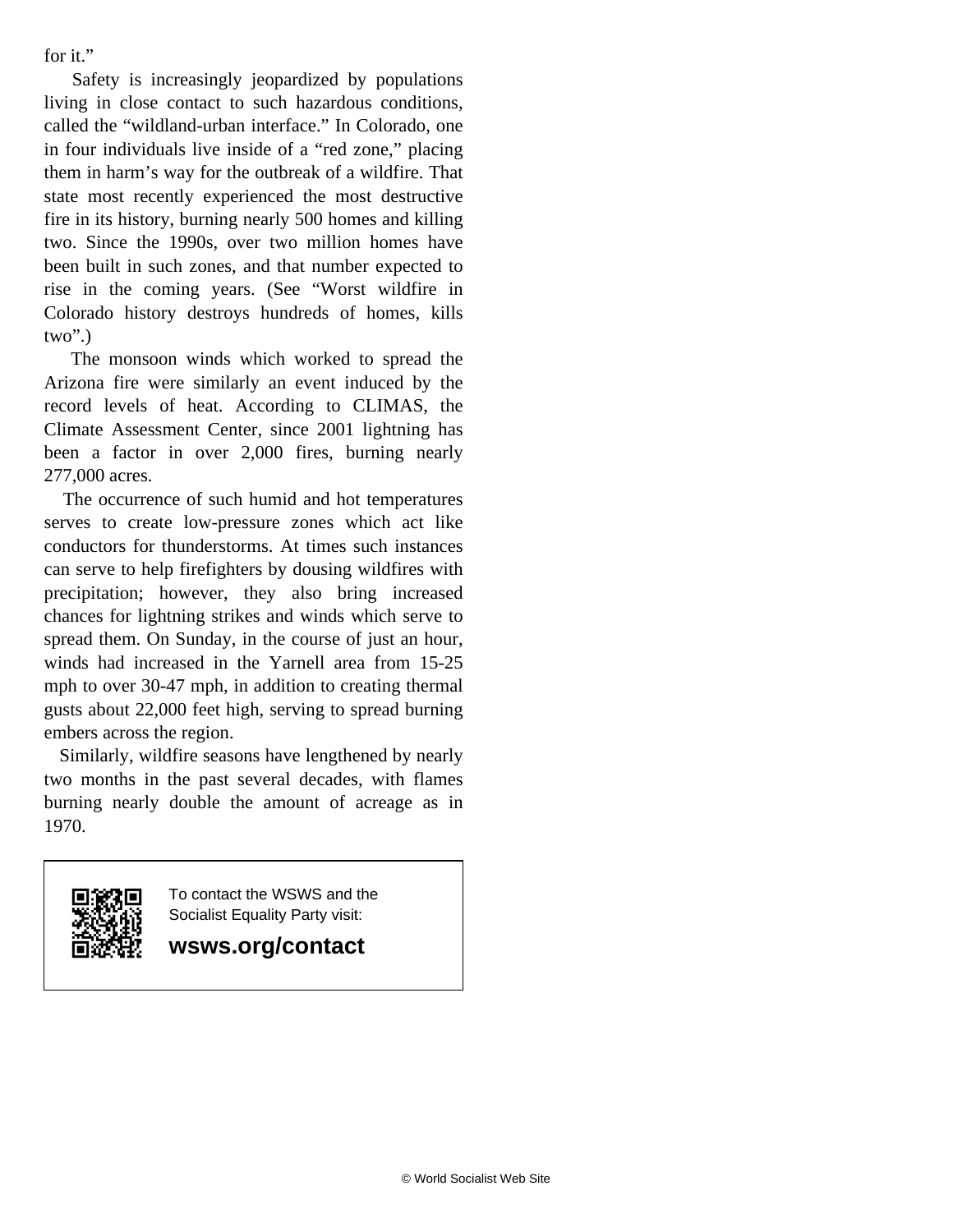for it."

Safety is increasingly jeopardized by populations living in close contact to such hazardous conditions, called the "wildland-urban interface." In Colorado, one in four individuals live inside of a "red zone," placing them in harm's way for the outbreak of a wildfire. That state most recently experienced the most destructive fire in its history, burning nearly 500 homes and killing two. Since the 1990s, over two million homes have been built in such zones, and that number expected to rise in the coming years. (See "Worst wildfire in Colorado history destroys hundreds of homes, kills two".)

The monsoon winds which worked to spread the Arizona fire were similarly an event induced by the record levels of heat. According to CLIMAS, the Climate Assessment Center, since 2001 lightning has been a factor in over 2,000 fires, burning nearly 277,000 acres.

The occurrence of such humid and hot temperatures serves to create low-pressure zones which act like conductors for thunderstorms. At times such instances can serve to help firefighters by dousing wildfires with precipitation; however, they also bring increased chances for lightning strikes and winds which serve to spread them. On Sunday, in the course of just an hour, winds had increased in the Yarnell area from 15-25 mph to over 30-47 mph, in addition to creating thermal gusts about 22,000 feet high, serving to spread burning embers across the region.

Similarly, wildfire seasons have lengthened by nearly two months in the past several decades, with flames burning nearly double the amount of acreage as in 1970.

To contact the WSWS and the Socialist Equality Party visit:

**wsws.org/contact**